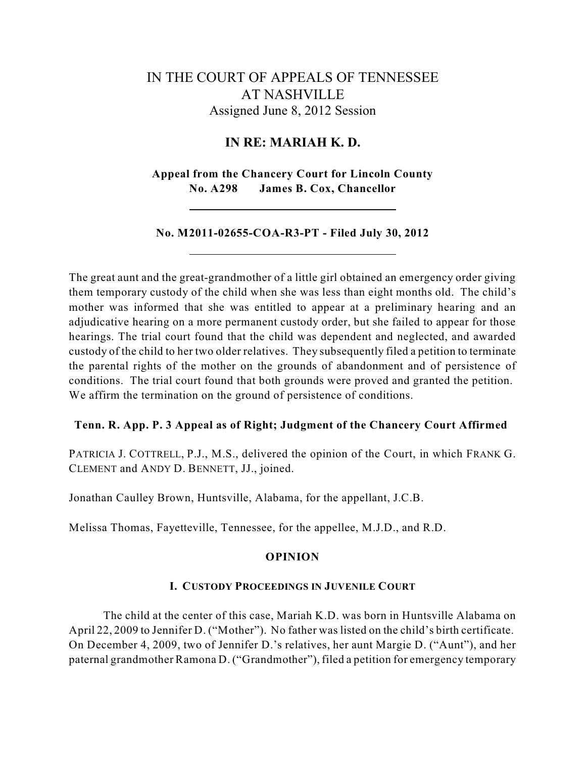# IN THE COURT OF APPEALS OF TENNESSEE
# AT NASHVILLE

Assigned June 8, 2012 Session

## IN RE: MARIAH K. D.

**Appeal from the Chancery Court for Lincoln County**
**No. A298 James B. Cox, Chancellor**

---

**No. M2011-02655-COA-R3-PT - Filed July 30, 2012**

---

The great aunt and the great-grandmother of a little girl obtained an emergency order giving them temporary custody of the child when she was less than eight months old. The child's mother was informed that she was entitled to appear at a preliminary hearing and an adjudicative hearing on a more permanent custody order, but she failed to appear for those hearings. The trial court found that the child was dependent and neglected, and awarded custody of the child to her two older relatives. They subsequently filed a petition to terminate the parental rights of the mother on the grounds of abandonment and of persistence of conditions. The trial court found that both grounds were proved and granted the petition. We affirm the termination on the ground of persistence of conditions.

**Tenn. R. App. P. 3 Appeal as of Right; Judgment of the Chancery Court Affirmed**

PATRICIA J. COTTRELL, P.J., M.S., delivered the opinion of the Court, in which FRANK G. CLEMENT and ANDY D. BENNETT, JJ., joined.

Jonathan Caulley Brown, Huntsville, Alabama, for the appellant, J.C.B.

Melissa Thomas, Fayetteville, Tennessee, for the appellee, M.J.D., and R.D.

## OPINION

### I. CUSTODY PROCEEDINGS IN JUVENILE COURT

The child at the center of this case, Mariah K.D. was born in Huntsville Alabama on April 22, 2009 to Jennifer D. ("Mother"). No father was listed on the child's birth certificate. On December 4, 2009, two of Jennifer D.'s relatives, her aunt Margie D. ("Aunt"), and her paternal grandmother Ramona D. ("Grandmother"), filed a petition for emergency temporary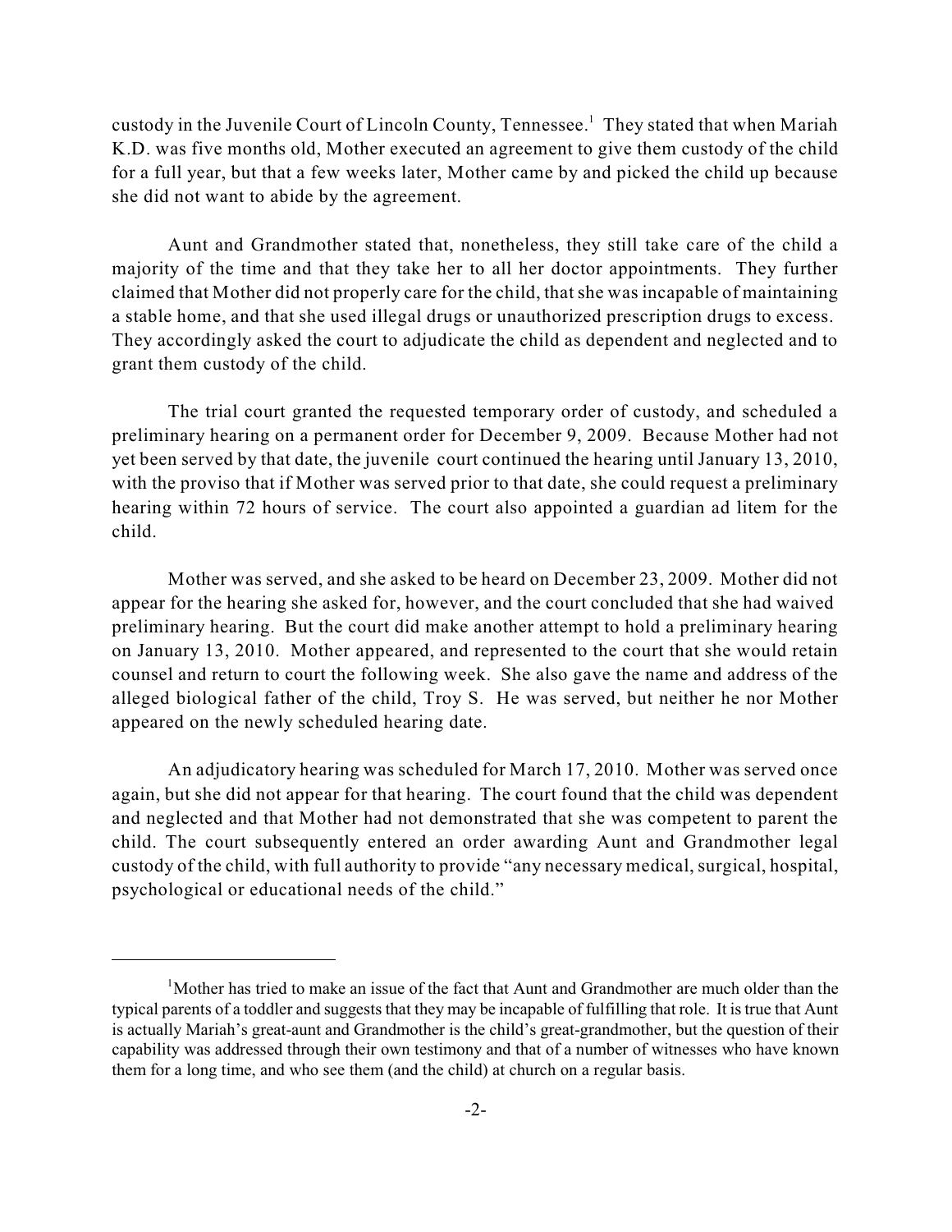custody in the Juvenile Court of Lincoln County, Tennessee.[1] They stated that when Mariah K.D. was five months old, Mother executed an agreement to give them custody of the child for a full year, but that a few weeks later, Mother came by and picked the child up because she did not want to abide by the agreement.

Aunt and Grandmother stated that, nonetheless, they still take care of the child a majority of the time and that they take her to all her doctor appointments. They further claimed that Mother did not properly care for the child, that she was incapable of maintaining a stable home, and that she used illegal drugs or unauthorized prescription drugs to excess. They accordingly asked the court to adjudicate the child as dependent and neglected and to grant them custody of the child.

The trial court granted the requested temporary order of custody, and scheduled a preliminary hearing on a permanent order for December 9, 2009. Because Mother had not yet been served by that date, the juvenile court continued the hearing until January 13, 2010, with the proviso that if Mother was served prior to that date, she could request a preliminary hearing within 72 hours of service. The court also appointed a guardian ad litem for the child.

Mother was served, and she asked to be heard on December 23, 2009. Mother did not appear for the hearing she asked for, however, and the court concluded that she had waived preliminary hearing. But the court did make another attempt to hold a preliminary hearing on January 13, 2010. Mother appeared, and represented to the court that she would retain counsel and return to court the following week. She also gave the name and address of the alleged biological father of the child, Troy S. He was served, but neither he nor Mother appeared on the newly scheduled hearing date.

An adjudicatory hearing was scheduled for March 17, 2010. Mother was served once again, but she did not appear for that hearing. The court found that the child was dependent and neglected and that Mother had not demonstrated that she was competent to parent the child. The court subsequently entered an order awarding Aunt and Grandmother legal custody of the child, with full authority to provide "any necessary medical, surgical, hospital, psychological or educational needs of the child."

---

[1]Mother has tried to make an issue of the fact that Aunt and Grandmother are much older than the typical parents of a toddler and suggests that they may be incapable of fulfilling that role. It is true that Aunt is actually Mariah's great-aunt and Grandmother is the child's great-grandmother, but the question of their capability was addressed through their own testimony and that of a number of witnesses who have known them for a long time, and who see them (and the child) at church on a regular basis.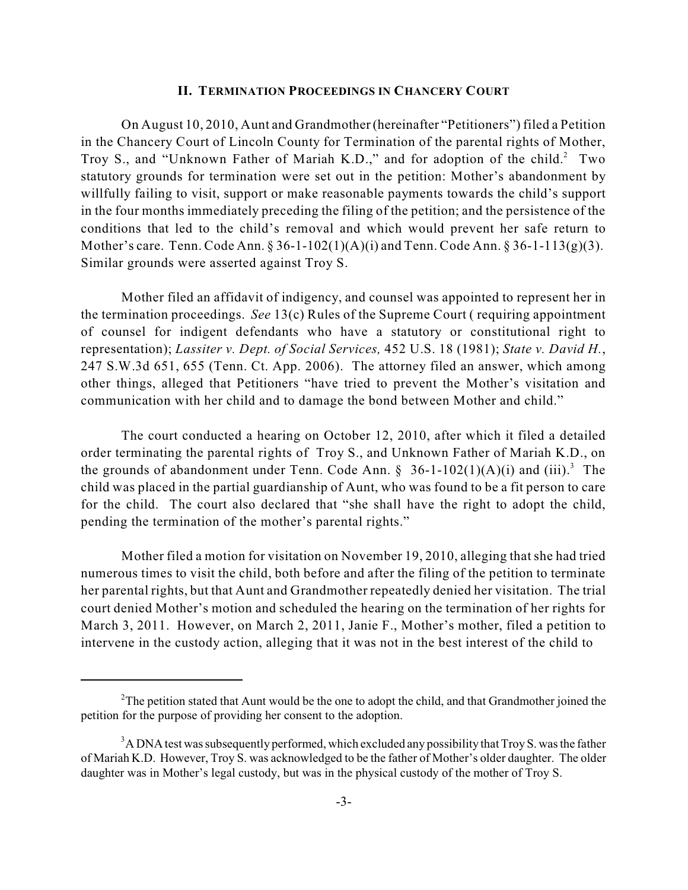## II. TERMINATION PROCEEDINGS IN CHANCERY COURT

On August 10, 2010, Aunt and Grandmother (hereinafter "Petitioners") filed a Petition in the Chancery Court of Lincoln County for Termination of the parental rights of Mother, Troy S., and "Unknown Father of Mariah K.D.," and for adoption of the child.[2] Two statutory grounds for termination were set out in the petition: Mother's abandonment by willfully failing to visit, support or make reasonable payments towards the child's support in the four months immediately preceding the filing of the petition; and the persistence of the conditions that led to the child's removal and which would prevent her safe return to Mother's care. Tenn. Code Ann. § 36-1-102(1)(A)(i) and Tenn. Code Ann. § 36-1-113(g)(3). Similar grounds were asserted against Troy S.

Mother filed an affidavit of indigency, and counsel was appointed to represent her in the termination proceedings. *See* 13(c) Rules of the Supreme Court ( requiring appointment of counsel for indigent defendants who have a statutory or constitutional right to representation); *Lassiter v. Dept. of Social Services,* 452 U.S. 18 (1981); *State v. David H.*, 247 S.W.3d 651, 655 (Tenn. Ct. App. 2006). The attorney filed an answer, which among other things, alleged that Petitioners "have tried to prevent the Mother's visitation and communication with her child and to damage the bond between Mother and child."

The court conducted a hearing on October 12, 2010, after which it filed a detailed order terminating the parental rights of Troy S., and Unknown Father of Mariah K.D., on the grounds of abandonment under Tenn. Code Ann. § 36-1-102(1)(A)(i) and (iii).[3] The child was placed in the partial guardianship of Aunt, who was found to be a fit person to care for the child. The court also declared that "she shall have the right to adopt the child, pending the termination of the mother's parental rights."

Mother filed a motion for visitation on November 19, 2010, alleging that she had tried numerous times to visit the child, both before and after the filing of the petition to terminate her parental rights, but that Aunt and Grandmother repeatedly denied her visitation. The trial court denied Mother's motion and scheduled the hearing on the termination of her rights for March 3, 2011. However, on March 2, 2011, Janie F., Mother's mother, filed a petition to intervene in the custody action, alleging that it was not in the best interest of the child to

---

[2] The petition stated that Aunt would be the one to adopt the child, and that Grandmother joined the petition for the purpose of providing her consent to the adoption.

[3] A DNA test was subsequently performed, which excluded any possibility that Troy S. was the father of Mariah K.D. However, Troy S. was acknowledged to be the father of Mother's older daughter. The older daughter was in Mother's legal custody, but was in the physical custody of the mother of Troy S.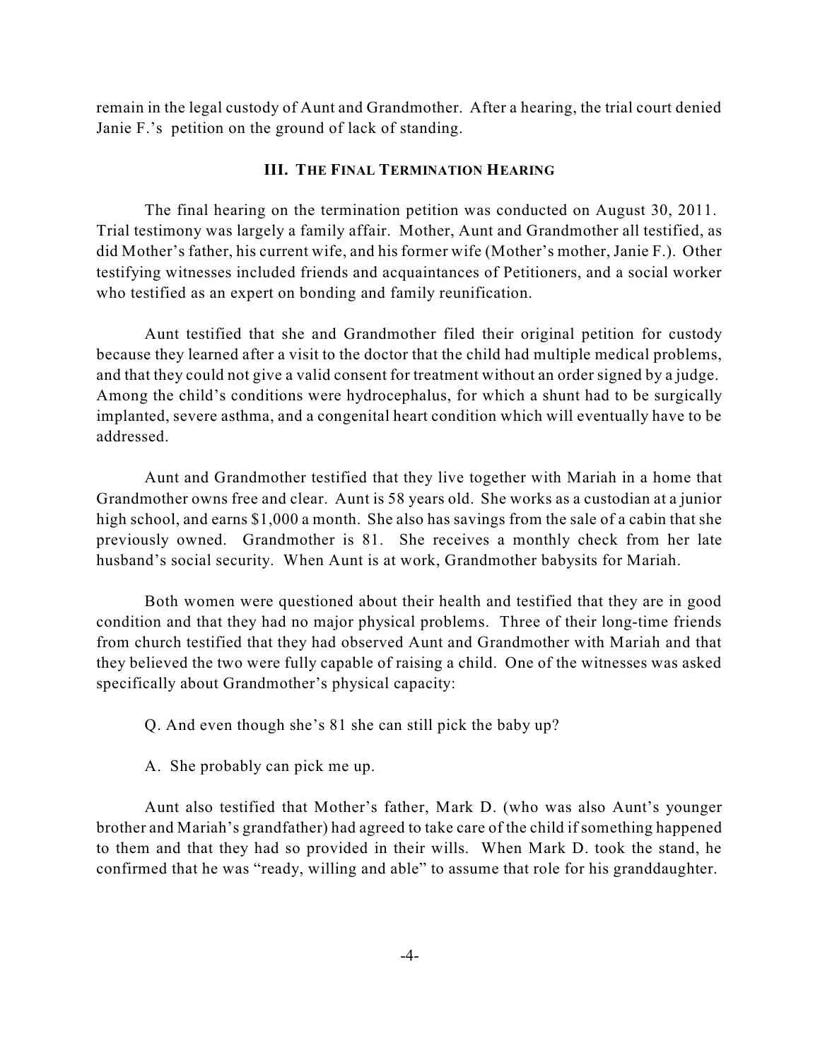remain in the legal custody of Aunt and Grandmother. After a hearing, the trial court denied Janie F.'s petition on the ground of lack of standing.

### III. THE FINAL TERMINATION HEARING

The final hearing on the termination petition was conducted on August 30, 2011. Trial testimony was largely a family affair. Mother, Aunt and Grandmother all testified, as did Mother's father, his current wife, and his former wife (Mother's mother, Janie F.). Other testifying witnesses included friends and acquaintances of Petitioners, and a social worker who testified as an expert on bonding and family reunification.

Aunt testified that she and Grandmother filed their original petition for custody because they learned after a visit to the doctor that the child had multiple medical problems, and that they could not give a valid consent for treatment without an order signed by a judge. Among the child's conditions were hydrocephalus, for which a shunt had to be surgically implanted, severe asthma, and a congenital heart condition which will eventually have to be addressed.

Aunt and Grandmother testified that they live together with Mariah in a home that Grandmother owns free and clear. Aunt is 58 years old. She works as a custodian at a junior high school, and earns $1,000 a month. She also has savings from the sale of a cabin that she previously owned. Grandmother is 81. She receives a monthly check from her late husband's social security. When Aunt is at work, Grandmother babysits for Mariah.

Both women were questioned about their health and testified that they are in good condition and that they had no major physical problems. Three of their long-time friends from church testified that they had observed Aunt and Grandmother with Mariah and that they believed the two were fully capable of raising a child. One of the witnesses was asked specifically about Grandmother's physical capacity:

Q. And even though she's 81 she can still pick the baby up?

A. She probably can pick me up.

Aunt also testified that Mother's father, Mark D. (who was also Aunt's younger brother and Mariah's grandfather) had agreed to take care of the child if something happened to them and that they had so provided in their wills. When Mark D. took the stand, he confirmed that he was "ready, willing and able" to assume that role for his granddaughter.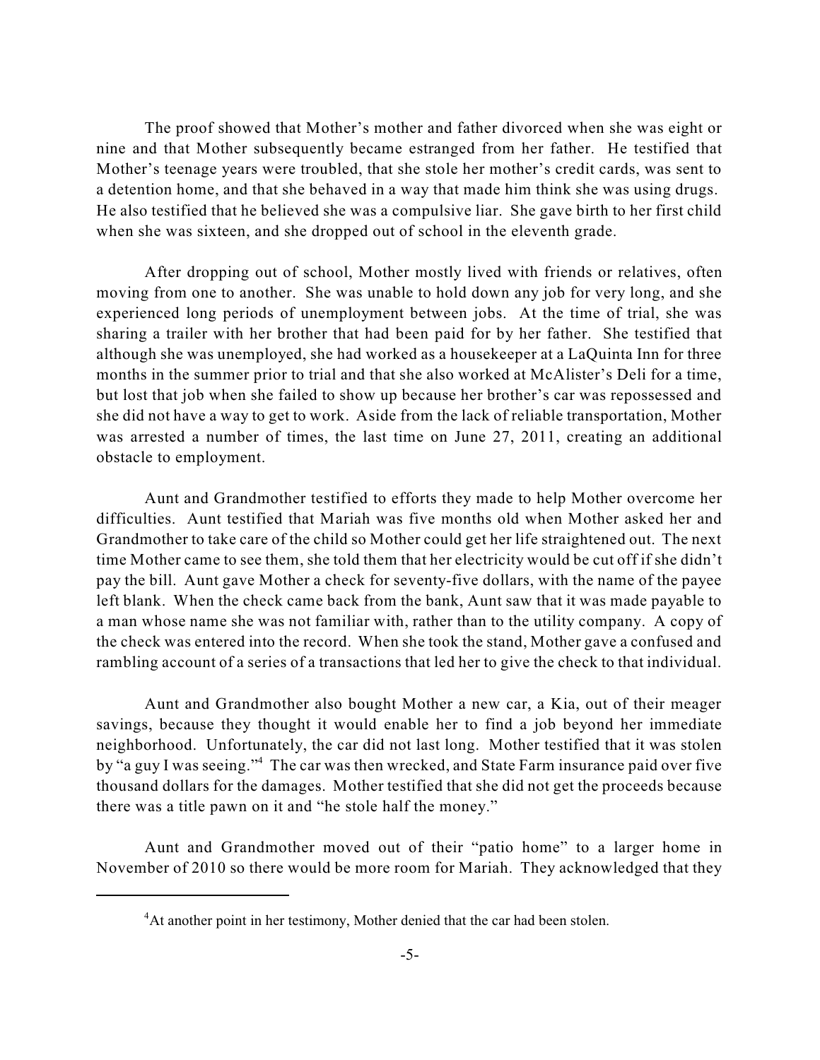The proof showed that Mother's mother and father divorced when she was eight or nine and that Mother subsequently became estranged from her father. He testified that Mother's teenage years were troubled, that she stole her mother's credit cards, was sent to a detention home, and that she behaved in a way that made him think she was using drugs. He also testified that he believed she was a compulsive liar. She gave birth to her first child when she was sixteen, and she dropped out of school in the eleventh grade.

After dropping out of school, Mother mostly lived with friends or relatives, often moving from one to another. She was unable to hold down any job for very long, and she experienced long periods of unemployment between jobs. At the time of trial, she was sharing a trailer with her brother that had been paid for by her father. She testified that although she was unemployed, she had worked as a housekeeper at a LaQuinta Inn for three months in the summer prior to trial and that she also worked at McAlister's Deli for a time, but lost that job when she failed to show up because her brother's car was repossessed and she did not have a way to get to work. Aside from the lack of reliable transportation, Mother was arrested a number of times, the last time on June 27, 2011, creating an additional obstacle to employment.

Aunt and Grandmother testified to efforts they made to help Mother overcome her difficulties. Aunt testified that Mariah was five months old when Mother asked her and Grandmother to take care of the child so Mother could get her life straightened out. The next time Mother came to see them, she told them that her electricity would be cut off if she didn't pay the bill. Aunt gave Mother a check for seventy-five dollars, with the name of the payee left blank. When the check came back from the bank, Aunt saw that it was made payable to a man whose name she was not familiar with, rather than to the utility company. A copy of the check was entered into the record. When she took the stand, Mother gave a confused and rambling account of a series of a transactions that led her to give the check to that individual.

Aunt and Grandmother also bought Mother a new car, a Kia, out of their meager savings, because they thought it would enable her to find a job beyond her immediate neighborhood. Unfortunately, the car did not last long. Mother testified that it was stolen by "a guy I was seeing."[4] The car was then wrecked, and State Farm insurance paid over five thousand dollars for the damages. Mother testified that she did not get the proceeds because there was a title pawn on it and "he stole half the money."

Aunt and Grandmother moved out of their "patio home" to a larger home in November of 2010 so there would be more room for Mariah. They acknowledged that they

[4] At another point in her testimony, Mother denied that the car had been stolen.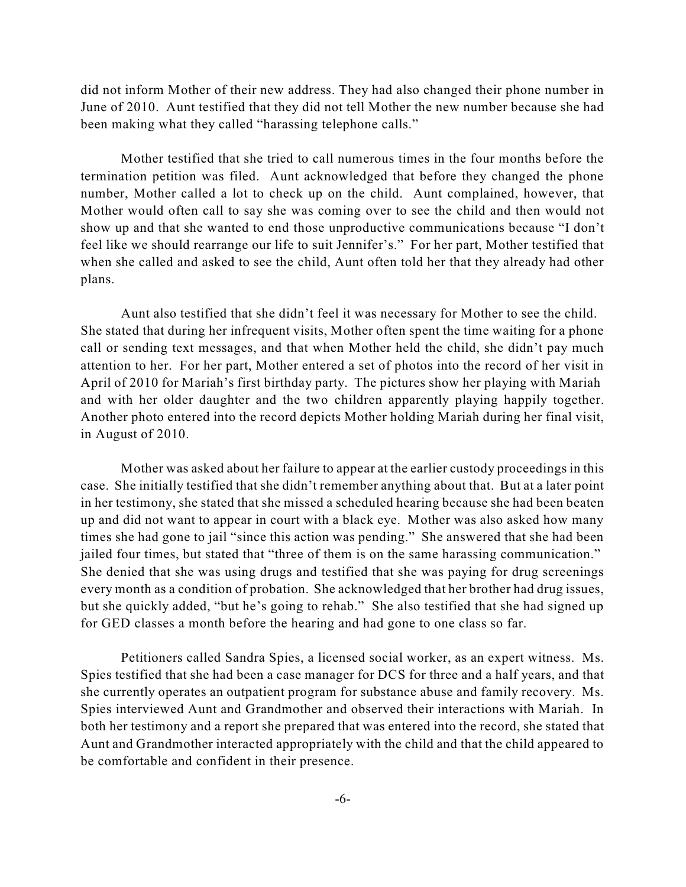did not inform Mother of their new address. They had also changed their phone number in June of 2010. Aunt testified that they did not tell Mother the new number because she had been making what they called "harassing telephone calls."

Mother testified that she tried to call numerous times in the four months before the termination petition was filed. Aunt acknowledged that before they changed the phone number, Mother called a lot to check up on the child. Aunt complained, however, that Mother would often call to say she was coming over to see the child and then would not show up and that she wanted to end those unproductive communications because "I don't feel like we should rearrange our life to suit Jennifer's." For her part, Mother testified that when she called and asked to see the child, Aunt often told her that they already had other plans.

Aunt also testified that she didn't feel it was necessary for Mother to see the child. She stated that during her infrequent visits, Mother often spent the time waiting for a phone call or sending text messages, and that when Mother held the child, she didn't pay much attention to her. For her part, Mother entered a set of photos into the record of her visit in April of 2010 for Mariah's first birthday party. The pictures show her playing with Mariah and with her older daughter and the two children apparently playing happily together. Another photo entered into the record depicts Mother holding Mariah during her final visit, in August of 2010.

Mother was asked about her failure to appear at the earlier custody proceedings in this case. She initially testified that she didn't remember anything about that. But at a later point in her testimony, she stated that she missed a scheduled hearing because she had been beaten up and did not want to appear in court with a black eye. Mother was also asked how many times she had gone to jail "since this action was pending." She answered that she had been jailed four times, but stated that "three of them is on the same harassing communication." She denied that she was using drugs and testified that she was paying for drug screenings every month as a condition of probation. She acknowledged that her brother had drug issues, but she quickly added, "but he's going to rehab." She also testified that she had signed up for GED classes a month before the hearing and had gone to one class so far.

Petitioners called Sandra Spies, a licensed social worker, as an expert witness. Ms. Spies testified that she had been a case manager for DCS for three and a half years, and that she currently operates an outpatient program for substance abuse and family recovery. Ms. Spies interviewed Aunt and Grandmother and observed their interactions with Mariah. In both her testimony and a report she prepared that was entered into the record, she stated that Aunt and Grandmother interacted appropriately with the child and that the child appeared to be comfortable and confident in their presence.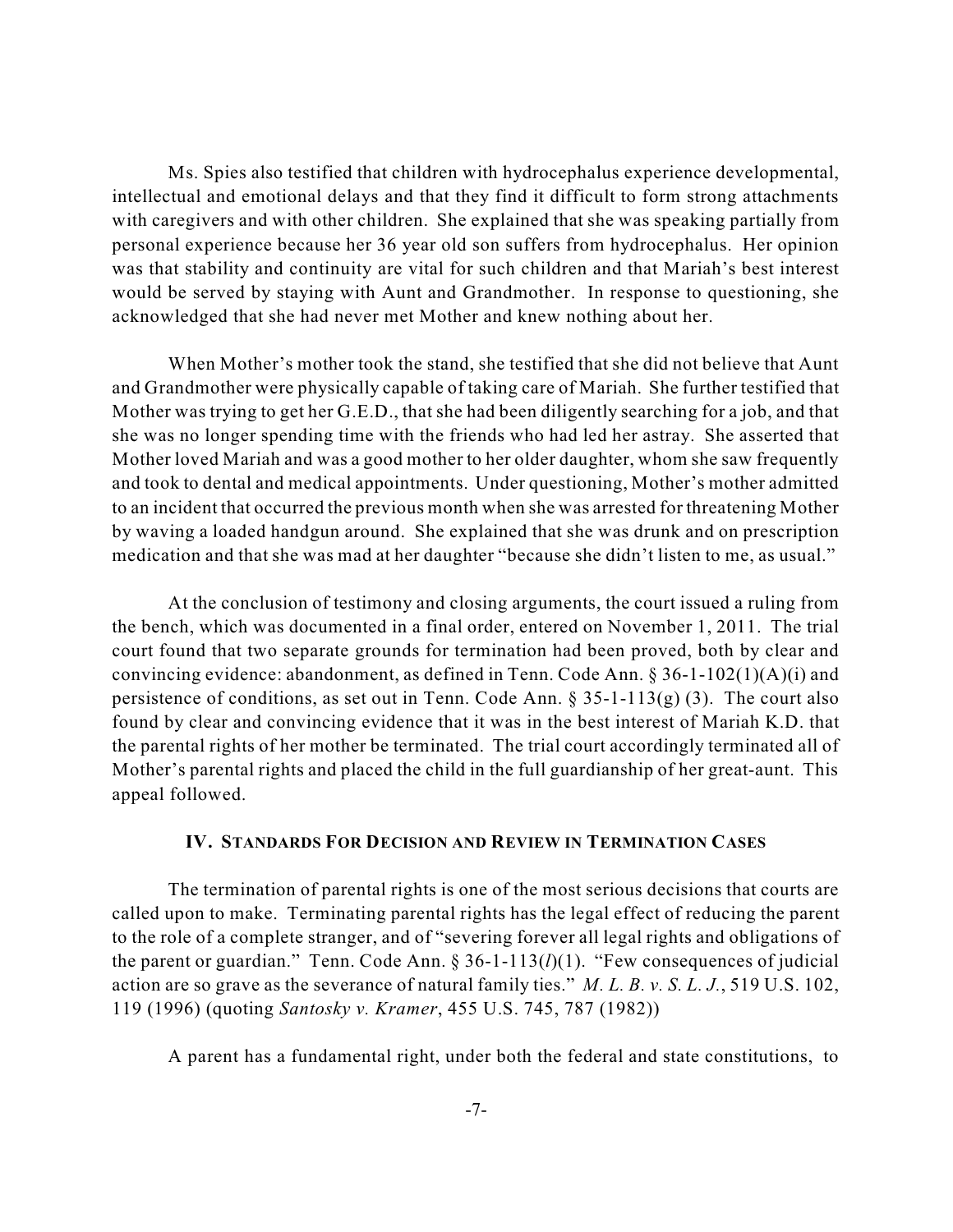Ms. Spies also testified that children with hydrocephalus experience developmental, intellectual and emotional delays and that they find it difficult to form strong attachments with caregivers and with other children. She explained that she was speaking partially from personal experience because her 36 year old son suffers from hydrocephalus. Her opinion was that stability and continuity are vital for such children and that Mariah's best interest would be served by staying with Aunt and Grandmother. In response to questioning, she acknowledged that she had never met Mother and knew nothing about her.

When Mother's mother took the stand, she testified that she did not believe that Aunt and Grandmother were physically capable of taking care of Mariah. She further testified that Mother was trying to get her G.E.D., that she had been diligently searching for a job, and that she was no longer spending time with the friends who had led her astray. She asserted that Mother loved Mariah and was a good mother to her older daughter, whom she saw frequently and took to dental and medical appointments. Under questioning, Mother's mother admitted to an incident that occurred the previous month when she was arrested for threatening Mother by waving a loaded handgun around. She explained that she was drunk and on prescription medication and that she was mad at her daughter "because she didn't listen to me, as usual."

At the conclusion of testimony and closing arguments, the court issued a ruling from the bench, which was documented in a final order, entered on November 1, 2011. The trial court found that two separate grounds for termination had been proved, both by clear and convincing evidence: abandonment, as defined in Tenn. Code Ann. § 36-1-102(1)(A)(i) and persistence of conditions, as set out in Tenn. Code Ann. § 35-1-113(g) (3). The court also found by clear and convincing evidence that it was in the best interest of Mariah K.D. that the parental rights of her mother be terminated. The trial court accordingly terminated all of Mother's parental rights and placed the child in the full guardianship of her great-aunt. This appeal followed.

## IV. STANDARDS FOR DECISION AND REVIEW IN TERMINATION CASES

The termination of parental rights is one of the most serious decisions that courts are called upon to make. Terminating parental rights has the legal effect of reducing the parent to the role of a complete stranger, and of "severing forever all legal rights and obligations of the parent or guardian." Tenn. Code Ann. § 36-1-113(*l*)(1). "Few consequences of judicial action are so grave as the severance of natural family ties." *M. L. B. v. S. L. J.*, 519 U.S. 102, 119 (1996) (quoting *Santosky v. Kramer*, 455 U.S. 745, 787 (1982))

A parent has a fundamental right, under both the federal and state constitutions, to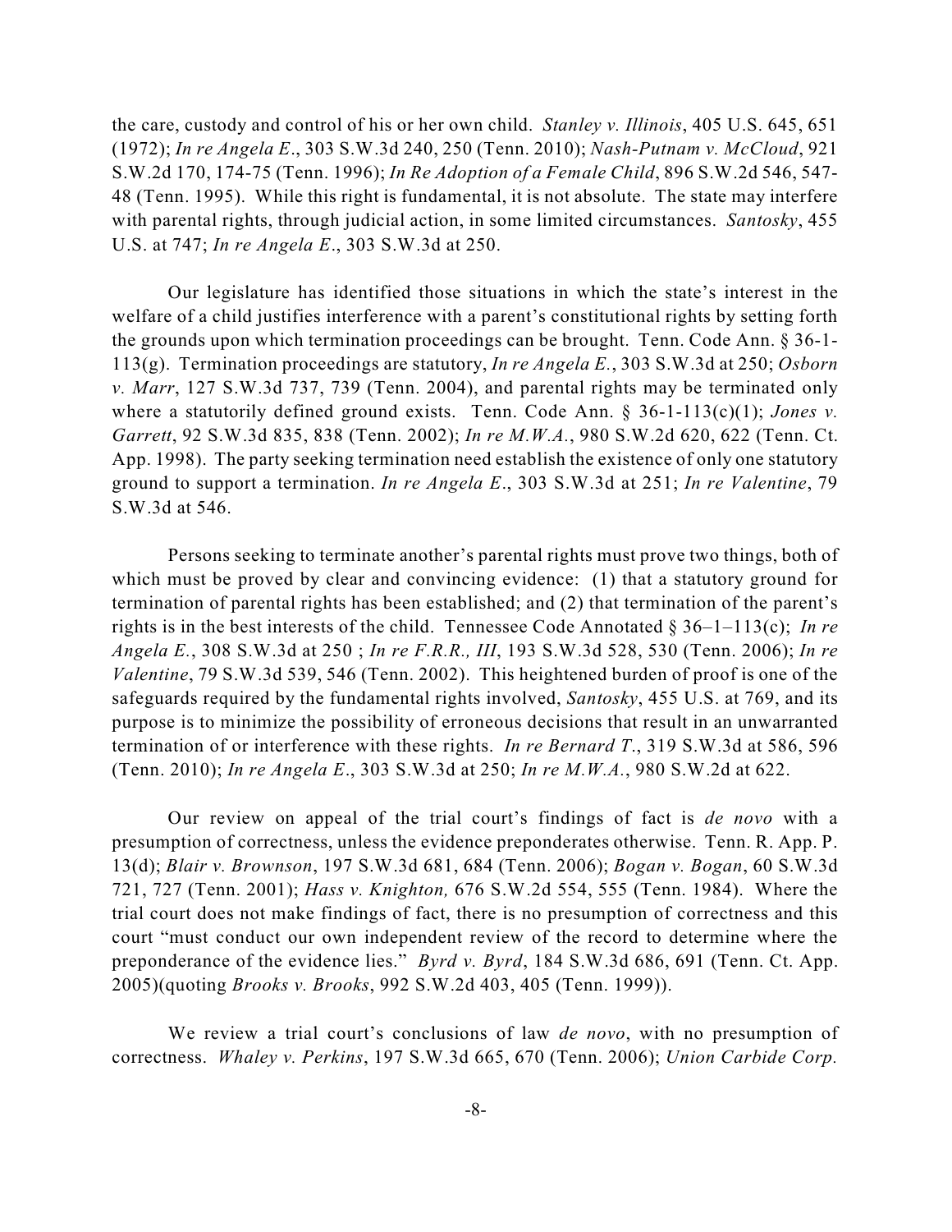the care, custody and control of his or her own child. *Stanley v. Illinois*, 405 U.S. 645, 651 (1972); *In re Angela E*., 303 S.W.3d 240, 250 (Tenn. 2010); *Nash-Putnam v. McCloud*, 921 S.W.2d 170, 174-75 (Tenn. 1996); *In Re Adoption of a Female Child*, 896 S.W.2d 546, 547-48 (Tenn. 1995). While this right is fundamental, it is not absolute. The state may interfere with parental rights, through judicial action, in some limited circumstances. *Santosky*, 455 U.S. at 747; *In re Angela E*., 303 S.W.3d at 250.

Our legislature has identified those situations in which the state's interest in the welfare of a child justifies interference with a parent's constitutional rights by setting forth the grounds upon which termination proceedings can be brought. Tenn. Code Ann. § 36-1-113(g). Termination proceedings are statutory, *In re Angela E.*, 303 S.W.3d at 250; *Osborn v. Marr*, 127 S.W.3d 737, 739 (Tenn. 2004), and parental rights may be terminated only where a statutorily defined ground exists. Tenn. Code Ann. § 36-1-113(c)(1); *Jones v. Garrett*, 92 S.W.3d 835, 838 (Tenn. 2002); *In re M.W.A.*, 980 S.W.2d 620, 622 (Tenn. Ct. App. 1998). The party seeking termination need establish the existence of only one statutory ground to support a termination. *In re Angela E*., 303 S.W.3d at 251; *In re Valentine*, 79 S.W.3d at 546.

Persons seeking to terminate another's parental rights must prove two things, both of which must be proved by clear and convincing evidence: (1) that a statutory ground for termination of parental rights has been established; and (2) that termination of the parent's rights is in the best interests of the child. Tennessee Code Annotated § 36–1–113(c); *In re Angela E.*, 308 S.W.3d at 250 ; *In re F.R.R., III*, 193 S.W.3d 528, 530 (Tenn. 2006); *In re Valentine*, 79 S.W.3d 539, 546 (Tenn. 2002). This heightened burden of proof is one of the safeguards required by the fundamental rights involved, *Santosky*, 455 U.S. at 769, and its purpose is to minimize the possibility of erroneous decisions that result in an unwarranted termination of or interference with these rights. *In re Bernard T*., 319 S.W.3d at 586, 596 (Tenn. 2010); *In re Angela E*., 303 S.W.3d at 250; *In re M.W.A.*, 980 S.W.2d at 622.

Our review on appeal of the trial court's findings of fact is *de novo* with a presumption of correctness, unless the evidence preponderates otherwise. Tenn. R. App. P. 13(d); *Blair v. Brownson*, 197 S.W.3d 681, 684 (Tenn. 2006); *Bogan v. Bogan*, 60 S.W.3d 721, 727 (Tenn. 2001); *Hass v. Knighton,* 676 S.W.2d 554, 555 (Tenn. 1984). Where the trial court does not make findings of fact, there is no presumption of correctness and this court "must conduct our own independent review of the record to determine where the preponderance of the evidence lies." *Byrd v. Byrd*, 184 S.W.3d 686, 691 (Tenn. Ct. App. 2005)(quoting *Brooks v. Brooks*, 992 S.W.2d 403, 405 (Tenn. 1999)).

We review a trial court's conclusions of law *de novo*, with no presumption of correctness. *Whaley v. Perkins*, 197 S.W.3d 665, 670 (Tenn. 2006); *Union Carbide Corp.*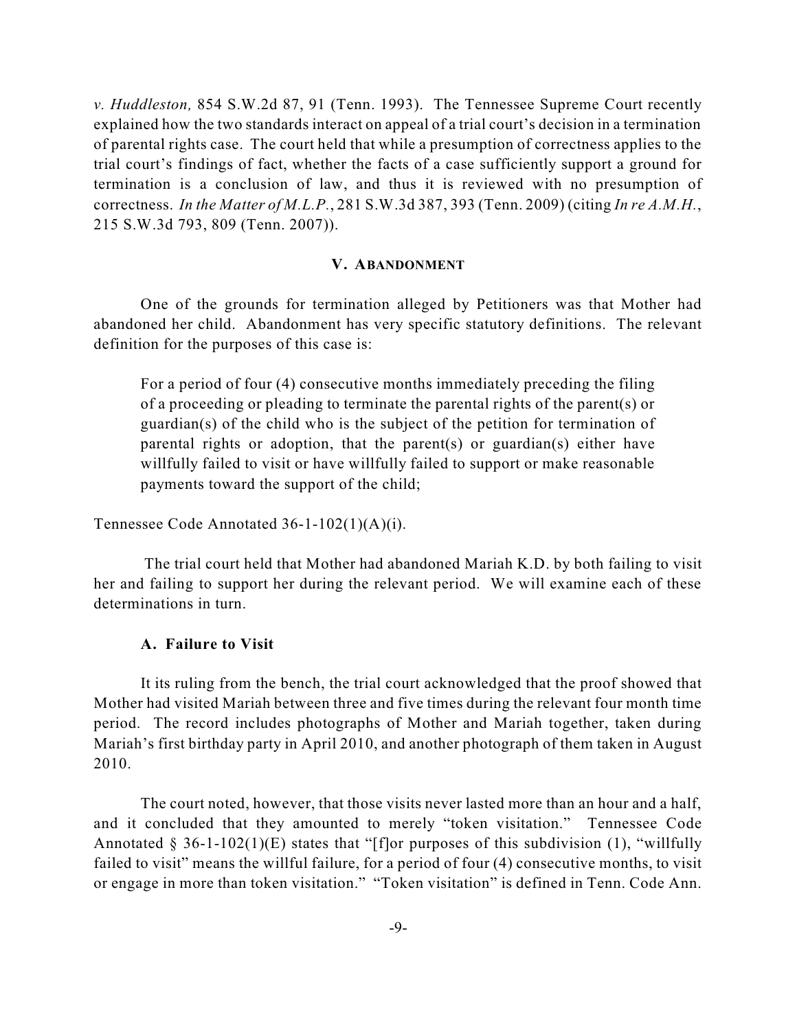*v. Huddleston,* 854 S.W.2d 87, 91 (Tenn. 1993). The Tennessee Supreme Court recently explained how the two standards interact on appeal of a trial court's decision in a termination of parental rights case. The court held that while a presumption of correctness applies to the trial court's findings of fact, whether the facts of a case sufficiently support a ground for termination is a conclusion of law, and thus it is reviewed with no presumption of correctness. *In the Matter of M.L.P.*, 281 S.W.3d 387, 393 (Tenn. 2009) (citing *In re A.M.H.*, 215 S.W.3d 793, 809 (Tenn. 2007)).

## V. ABANDONMENT

One of the grounds for termination alleged by Petitioners was that Mother had abandoned her child. Abandonment has very specific statutory definitions. The relevant definition for the purposes of this case is:

> For a period of four (4) consecutive months immediately preceding the filing of a proceeding or pleading to terminate the parental rights of the parent(s) or guardian(s) of the child who is the subject of the petition for termination of parental rights or adoption, that the parent(s) or guardian(s) either have willfully failed to visit or have willfully failed to support or make reasonable payments toward the support of the child;

Tennessee Code Annotated 36-1-102(1)(A)(i).

The trial court held that Mother had abandoned Mariah K.D. by both failing to visit her and failing to support her during the relevant period. We will examine each of these determinations in turn.

### A. Failure to Visit

It its ruling from the bench, the trial court acknowledged that the proof showed that Mother had visited Mariah between three and five times during the relevant four month time period. The record includes photographs of Mother and Mariah together, taken during Mariah's first birthday party in April 2010, and another photograph of them taken in August 2010.

The court noted, however, that those visits never lasted more than an hour and a half, and it concluded that they amounted to merely "token visitation." Tennessee Code Annotated § 36-1-102(1)(E) states that "[f]or purposes of this subdivision (1), "willfully failed to visit" means the willful failure, for a period of four (4) consecutive months, to visit or engage in more than token visitation." "Token visitation" is defined in Tenn. Code Ann.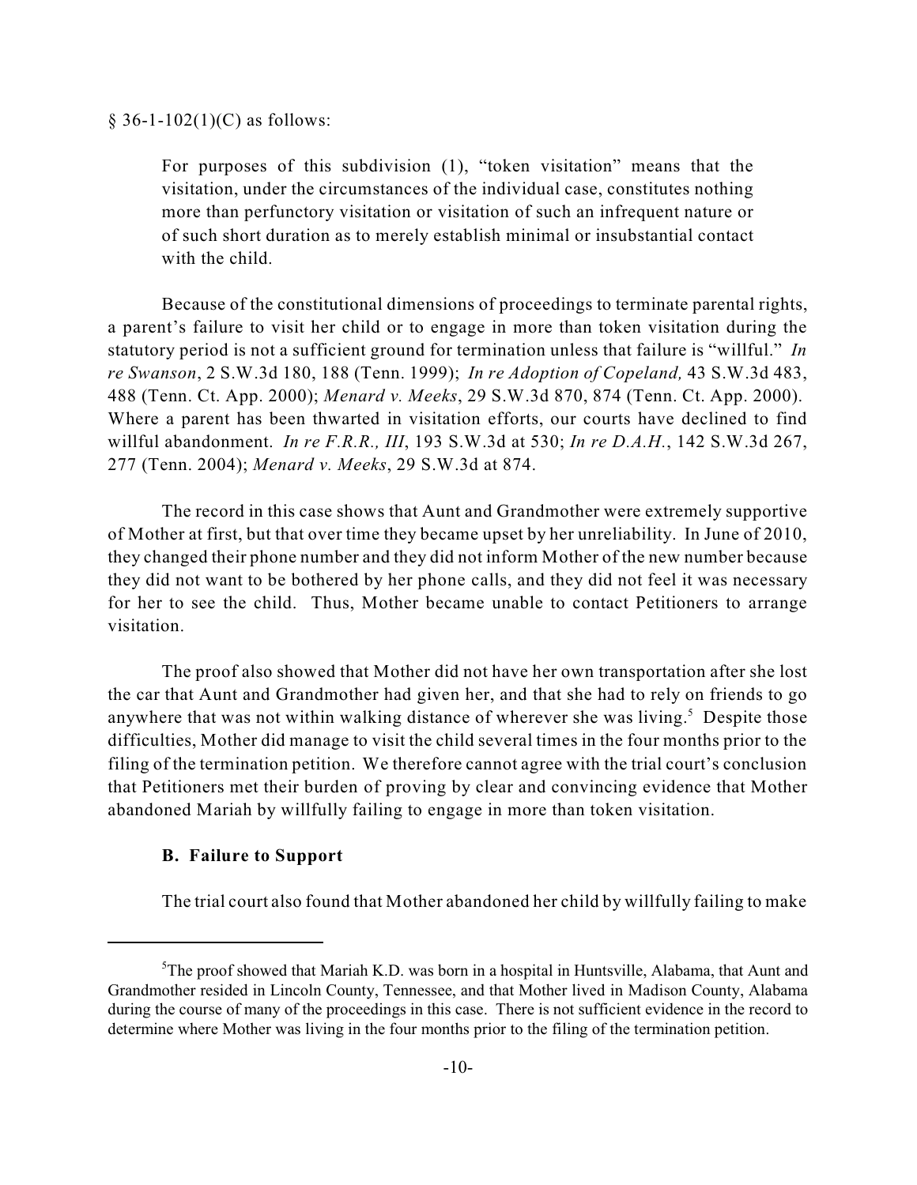§ 36-1-102(1)(C) as follows:

> For purposes of this subdivision (1), "token visitation" means that the visitation, under the circumstances of the individual case, constitutes nothing more than perfunctory visitation or visitation of such an infrequent nature or of such short duration as to merely establish minimal or insubstantial contact with the child.

Because of the constitutional dimensions of proceedings to terminate parental rights, a parent's failure to visit her child or to engage in more than token visitation during the statutory period is not a sufficient ground for termination unless that failure is "willful." *In re Swanson*, 2 S.W.3d 180, 188 (Tenn. 1999); *In re Adoption of Copeland,* 43 S.W.3d 483, 488 (Tenn. Ct. App. 2000); *Menard v. Meeks*, 29 S.W.3d 870, 874 (Tenn. Ct. App. 2000). Where a parent has been thwarted in visitation efforts, our courts have declined to find willful abandonment. *In re F.R.R., III*, 193 S.W.3d at 530; *In re D.A.H.*, 142 S.W.3d 267, 277 (Tenn. 2004); *Menard v. Meeks*, 29 S.W.3d at 874.

The record in this case shows that Aunt and Grandmother were extremely supportive of Mother at first, but that over time they became upset by her unreliability. In June of 2010, they changed their phone number and they did not inform Mother of the new number because they did not want to be bothered by her phone calls, and they did not feel it was necessary for her to see the child. Thus, Mother became unable to contact Petitioners to arrange visitation.

The proof also showed that Mother did not have her own transportation after she lost the car that Aunt and Grandmother had given her, and that she had to rely on friends to go anywhere that was not within walking distance of wherever she was living.[5] Despite those difficulties, Mother did manage to visit the child several times in the four months prior to the filing of the termination petition. We therefore cannot agree with the trial court's conclusion that Petitioners met their burden of proving by clear and convincing evidence that Mother abandoned Mariah by willfully failing to engage in more than token visitation.

### B. Failure to Support

The trial court also found that Mother abandoned her child by willfully failing to make

---

[5] The proof showed that Mariah K.D. was born in a hospital in Huntsville, Alabama, that Aunt and Grandmother resided in Lincoln County, Tennessee, and that Mother lived in Madison County, Alabama during the course of many of the proceedings in this case. There is not sufficient evidence in the record to determine where Mother was living in the four months prior to the filing of the termination petition.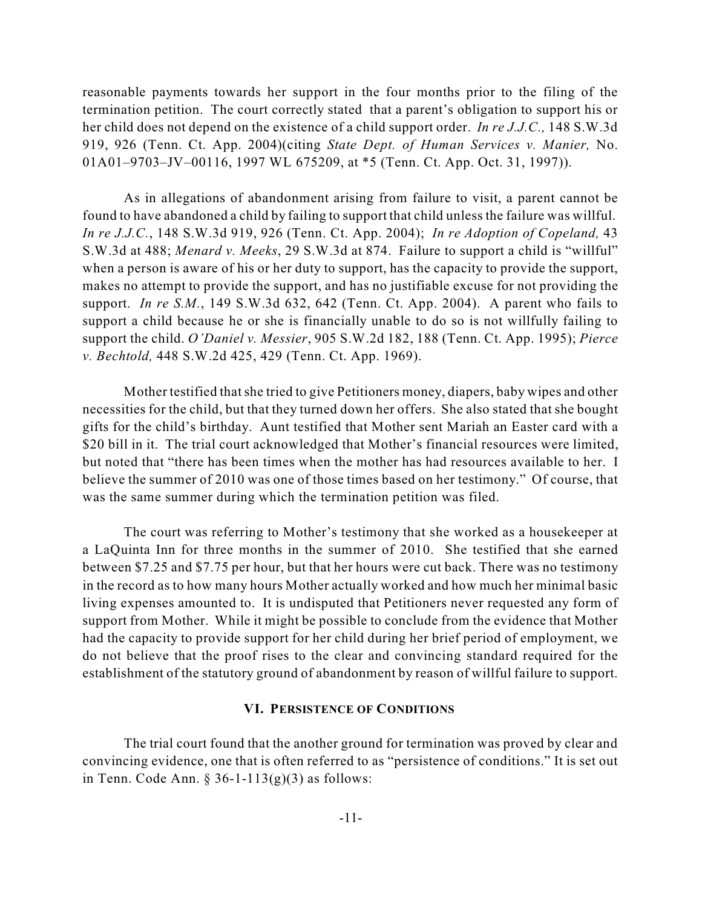reasonable payments towards her support in the four months prior to the filing of the termination petition. The court correctly stated that a parent's obligation to support his or her child does not depend on the existence of a child support order. *In re J.J.C.,* 148 S.W.3d 919, 926 (Tenn. Ct. App. 2004)(citing *State Dept. of Human Services v. Manier,* No. 01A01–9703–JV–00116, 1997 WL 675209, at *5 (Tenn. Ct. App. Oct. 31, 1997)).

As in allegations of abandonment arising from failure to visit, a parent cannot be found to have abandoned a child by failing to support that child unless the failure was willful. *In re J.J.C.*, 148 S.W.3d 919, 926 (Tenn. Ct. App. 2004); *In re Adoption of Copeland,* 43 S.W.3d at 488; *Menard v. Meeks*, 29 S.W.3d at 874. Failure to support a child is "willful" when a person is aware of his or her duty to support, has the capacity to provide the support, makes no attempt to provide the support, and has no justifiable excuse for not providing the support. *In re S.M.*, 149 S.W.3d 632, 642 (Tenn. Ct. App. 2004). A parent who fails to support a child because he or she is financially unable to do so is not willfully failing to support the child. *O'Daniel v. Messier*, 905 S.W.2d 182, 188 (Tenn. Ct. App. 1995); *Pierce v. Bechtold,* 448 S.W.2d 425, 429 (Tenn. Ct. App. 1969).

Mother testified that she tried to give Petitioners money, diapers, baby wipes and other necessities for the child, but that they turned down her offers. She also stated that she bought gifts for the child's birthday. Aunt testified that Mother sent Mariah an Easter card with a $20 bill in it. The trial court acknowledged that Mother's financial resources were limited, but noted that "there has been times when the mother has had resources available to her. I believe the summer of 2010 was one of those times based on her testimony." Of course, that was the same summer during which the termination petition was filed.

The court was referring to Mother's testimony that she worked as a housekeeper at a LaQuinta Inn for three months in the summer of 2010. She testified that she earned between $7.25 and $7.75 per hour, but that her hours were cut back. There was no testimony in the record as to how many hours Mother actually worked and how much her minimal basic living expenses amounted to. It is undisputed that Petitioners never requested any form of support from Mother. While it might be possible to conclude from the evidence that Mother had the capacity to provide support for her child during her brief period of employment, we do not believe that the proof rises to the clear and convincing standard required for the establishment of the statutory ground of abandonment by reason of willful failure to support.

## VI. PERSISTENCE OF CONDITIONS

The trial court found that the another ground for termination was proved by clear and convincing evidence, one that is often referred to as "persistence of conditions." It is set out in Tenn. Code Ann. § 36-1-113(g)(3) as follows: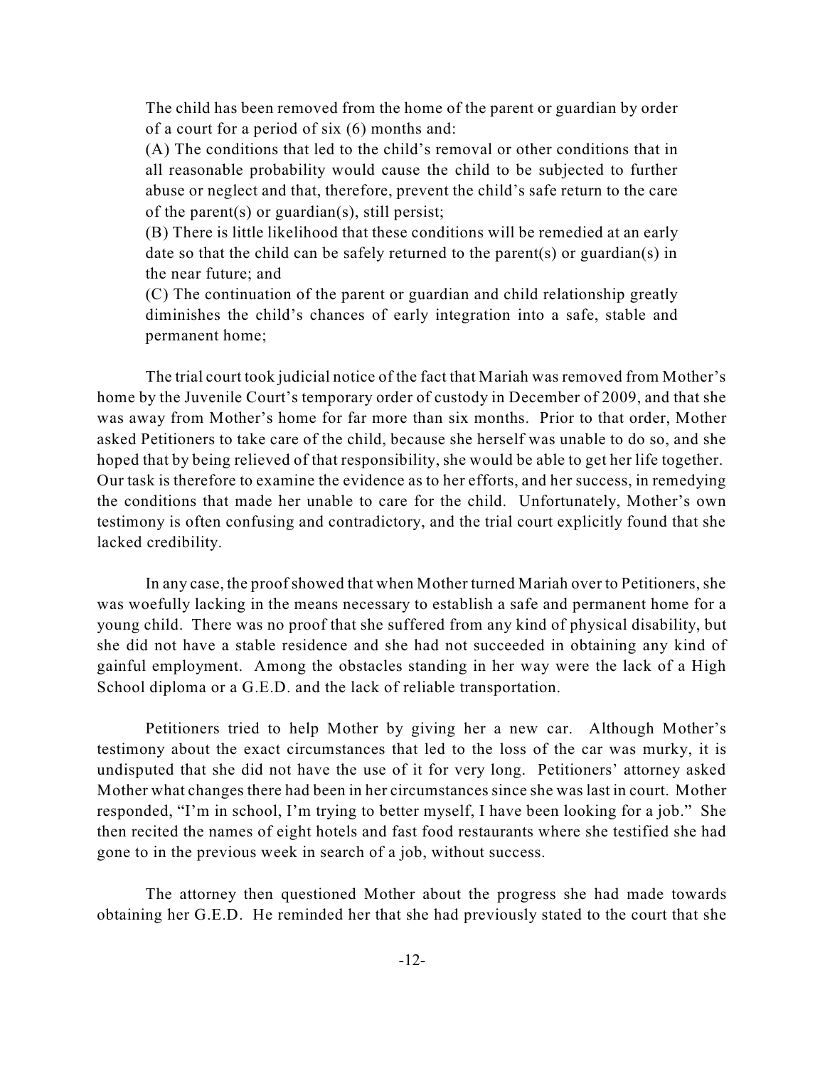> The child has been removed from the home of the parent or guardian by order of a court for a period of six (6) months and:
>
> (A) The conditions that led to the child's removal or other conditions that in all reasonable probability would cause the child to be subjected to further abuse or neglect and that, therefore, prevent the child's safe return to the care of the parent(s) or guardian(s), still persist;
>
> (B) There is little likelihood that these conditions will be remedied at an early date so that the child can be safely returned to the parent(s) or guardian(s) in the near future; and
>
> (C) The continuation of the parent or guardian and child relationship greatly diminishes the child's chances of early integration into a safe, stable and permanent home;

The trial court took judicial notice of the fact that Mariah was removed from Mother's home by the Juvenile Court's temporary order of custody in December of 2009, and that she was away from Mother's home for far more than six months. Prior to that order, Mother asked Petitioners to take care of the child, because she herself was unable to do so, and she hoped that by being relieved of that responsibility, she would be able to get her life together. Our task is therefore to examine the evidence as to her efforts, and her success, in remedying the conditions that made her unable to care for the child. Unfortunately, Mother's own testimony is often confusing and contradictory, and the trial court explicitly found that she lacked credibility.

In any case, the proof showed that when Mother turned Mariah over to Petitioners, she was woefully lacking in the means necessary to establish a safe and permanent home for a young child. There was no proof that she suffered from any kind of physical disability, but she did not have a stable residence and she had not succeeded in obtaining any kind of gainful employment. Among the obstacles standing in her way were the lack of a High School diploma or a G.E.D. and the lack of reliable transportation.

Petitioners tried to help Mother by giving her a new car. Although Mother's testimony about the exact circumstances that led to the loss of the car was murky, it is undisputed that she did not have the use of it for very long. Petitioners' attorney asked Mother what changes there had been in her circumstances since she was last in court. Mother responded, "I'm in school, I'm trying to better myself, I have been looking for a job." She then recited the names of eight hotels and fast food restaurants where she testified she had gone to in the previous week in search of a job, without success.

The attorney then questioned Mother about the progress she had made towards obtaining her G.E.D. He reminded her that she had previously stated to the court that she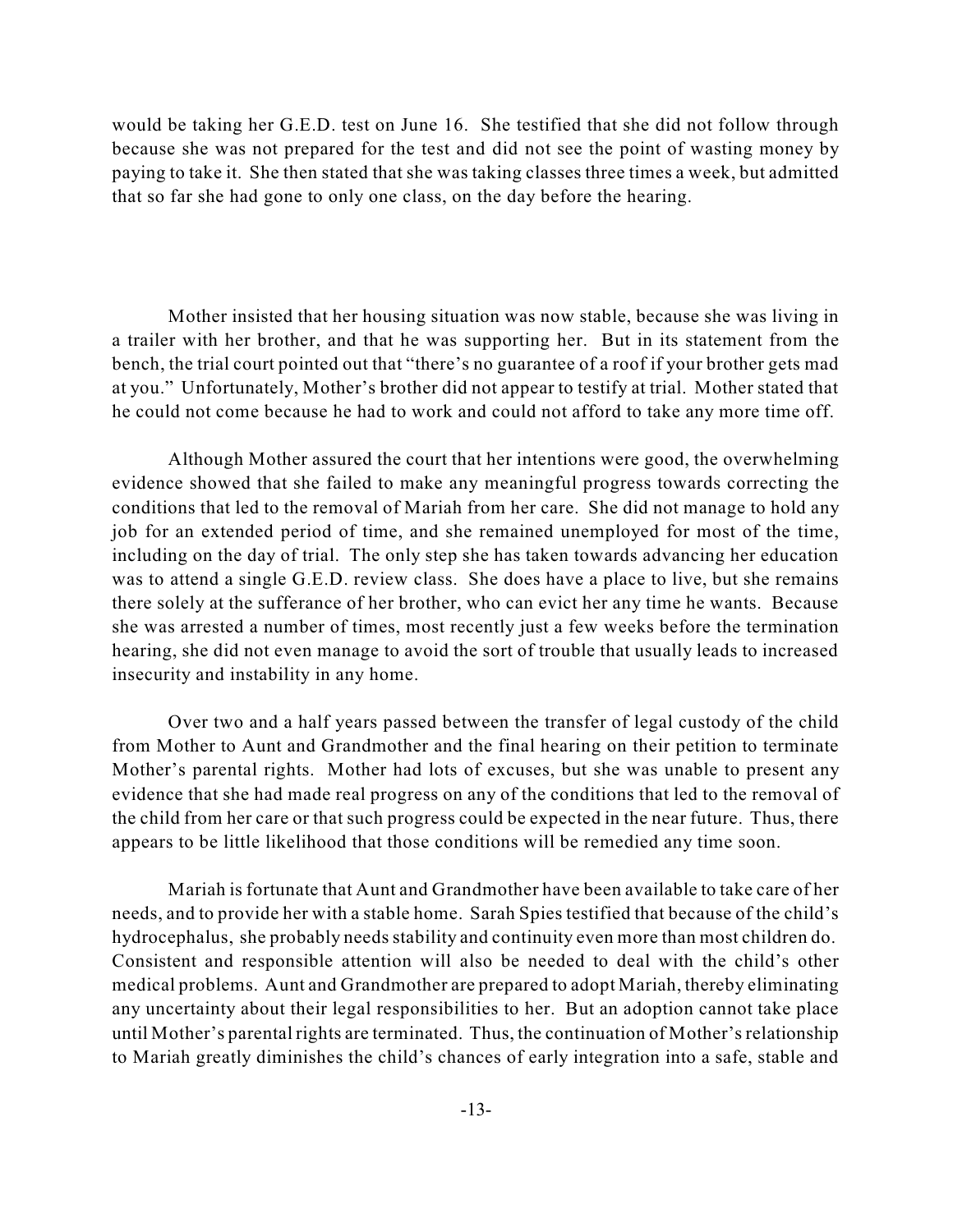would be taking her G.E.D. test on June 16. She testified that she did not follow through because she was not prepared for the test and did not see the point of wasting money by paying to take it. She then stated that she was taking classes three times a week, but admitted that so far she had gone to only one class, on the day before the hearing.

Mother insisted that her housing situation was now stable, because she was living in a trailer with her brother, and that he was supporting her. But in its statement from the bench, the trial court pointed out that "there's no guarantee of a roof if your brother gets mad at you." Unfortunately, Mother's brother did not appear to testify at trial. Mother stated that he could not come because he had to work and could not afford to take any more time off.

Although Mother assured the court that her intentions were good, the overwhelming evidence showed that she failed to make any meaningful progress towards correcting the conditions that led to the removal of Mariah from her care. She did not manage to hold any job for an extended period of time, and she remained unemployed for most of the time, including on the day of trial. The only step she has taken towards advancing her education was to attend a single G.E.D. review class. She does have a place to live, but she remains there solely at the sufferance of her brother, who can evict her any time he wants. Because she was arrested a number of times, most recently just a few weeks before the termination hearing, she did not even manage to avoid the sort of trouble that usually leads to increased insecurity and instability in any home.

Over two and a half years passed between the transfer of legal custody of the child from Mother to Aunt and Grandmother and the final hearing on their petition to terminate Mother's parental rights. Mother had lots of excuses, but she was unable to present any evidence that she had made real progress on any of the conditions that led to the removal of the child from her care or that such progress could be expected in the near future. Thus, there appears to be little likelihood that those conditions will be remedied any time soon.

Mariah is fortunate that Aunt and Grandmother have been available to take care of her needs, and to provide her with a stable home. Sarah Spies testified that because of the child's hydrocephalus, she probably needs stability and continuity even more than most children do. Consistent and responsible attention will also be needed to deal with the child's other medical problems. Aunt and Grandmother are prepared to adopt Mariah, thereby eliminating any uncertainty about their legal responsibilities to her. But an adoption cannot take place until Mother's parental rights are terminated. Thus, the continuation of Mother's relationship to Mariah greatly diminishes the child's chances of early integration into a safe, stable and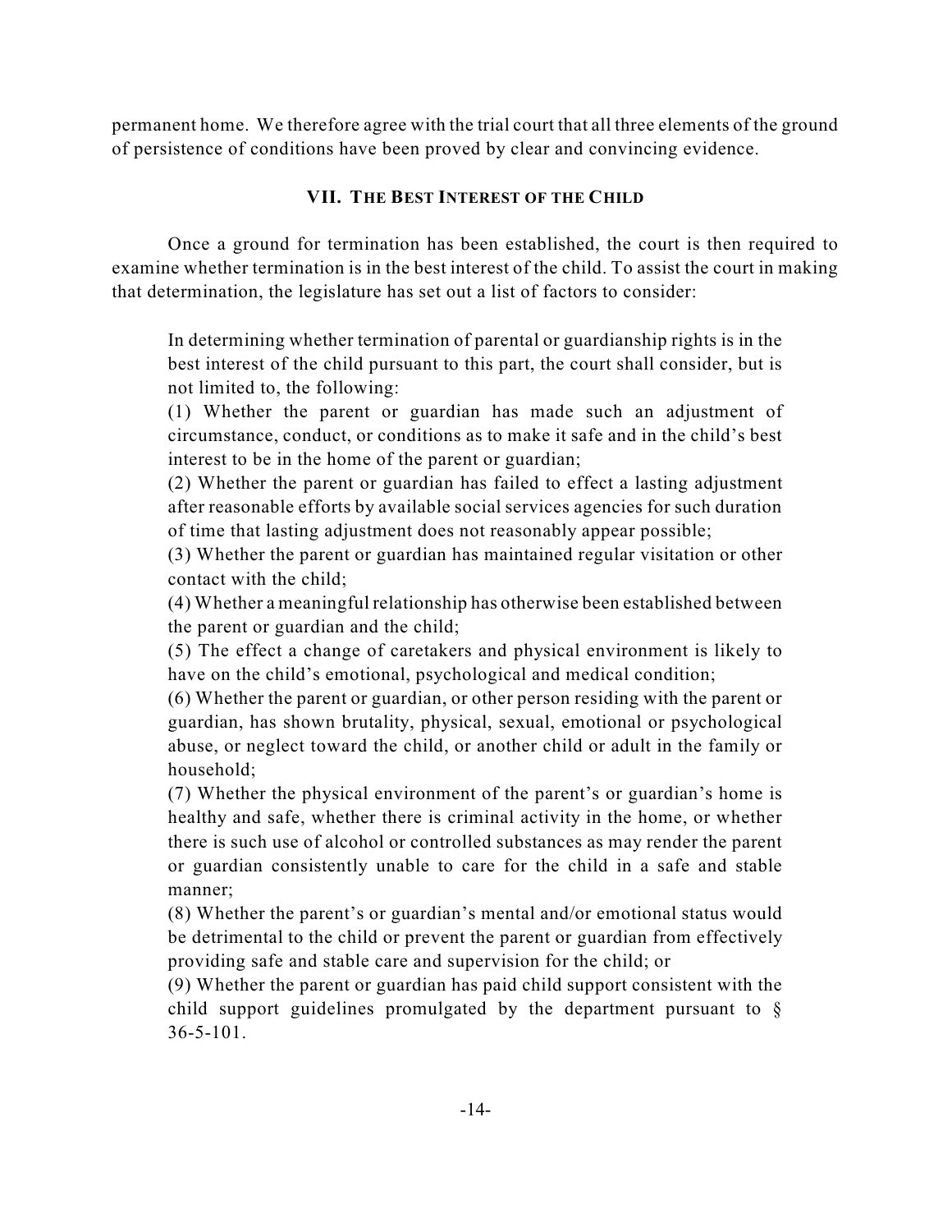permanent home. We therefore agree with the trial court that all three elements of the ground of persistence of conditions have been proved by clear and convincing evidence.

### VII. THE BEST INTEREST OF THE CHILD

Once a ground for termination has been established, the court is then required to examine whether termination is in the best interest of the child. To assist the court in making that determination, the legislature has set out a list of factors to consider:

> In determining whether termination of parental or guardianship rights is in the best interest of the child pursuant to this part, the court shall consider, but is not limited to, the following:
> (1) Whether the parent or guardian has made such an adjustment of circumstance, conduct, or conditions as to make it safe and in the child's best interest to be in the home of the parent or guardian;
> (2) Whether the parent or guardian has failed to effect a lasting adjustment after reasonable efforts by available social services agencies for such duration of time that lasting adjustment does not reasonably appear possible;
> (3) Whether the parent or guardian has maintained regular visitation or other contact with the child;
> (4) Whether a meaningful relationship has otherwise been established between the parent or guardian and the child;
> (5) The effect a change of caretakers and physical environment is likely to have on the child's emotional, psychological and medical condition;
> (6) Whether the parent or guardian, or other person residing with the parent or guardian, has shown brutality, physical, sexual, emotional or psychological abuse, or neglect toward the child, or another child or adult in the family or household;
> (7) Whether the physical environment of the parent's or guardian's home is healthy and safe, whether there is criminal activity in the home, or whether there is such use of alcohol or controlled substances as may render the parent or guardian consistently unable to care for the child in a safe and stable manner;
> (8) Whether the parent's or guardian's mental and/or emotional status would be detrimental to the child or prevent the parent or guardian from effectively providing safe and stable care and supervision for the child; or
> (9) Whether the parent or guardian has paid child support consistent with the child support guidelines promulgated by the department pursuant to § 36-5-101.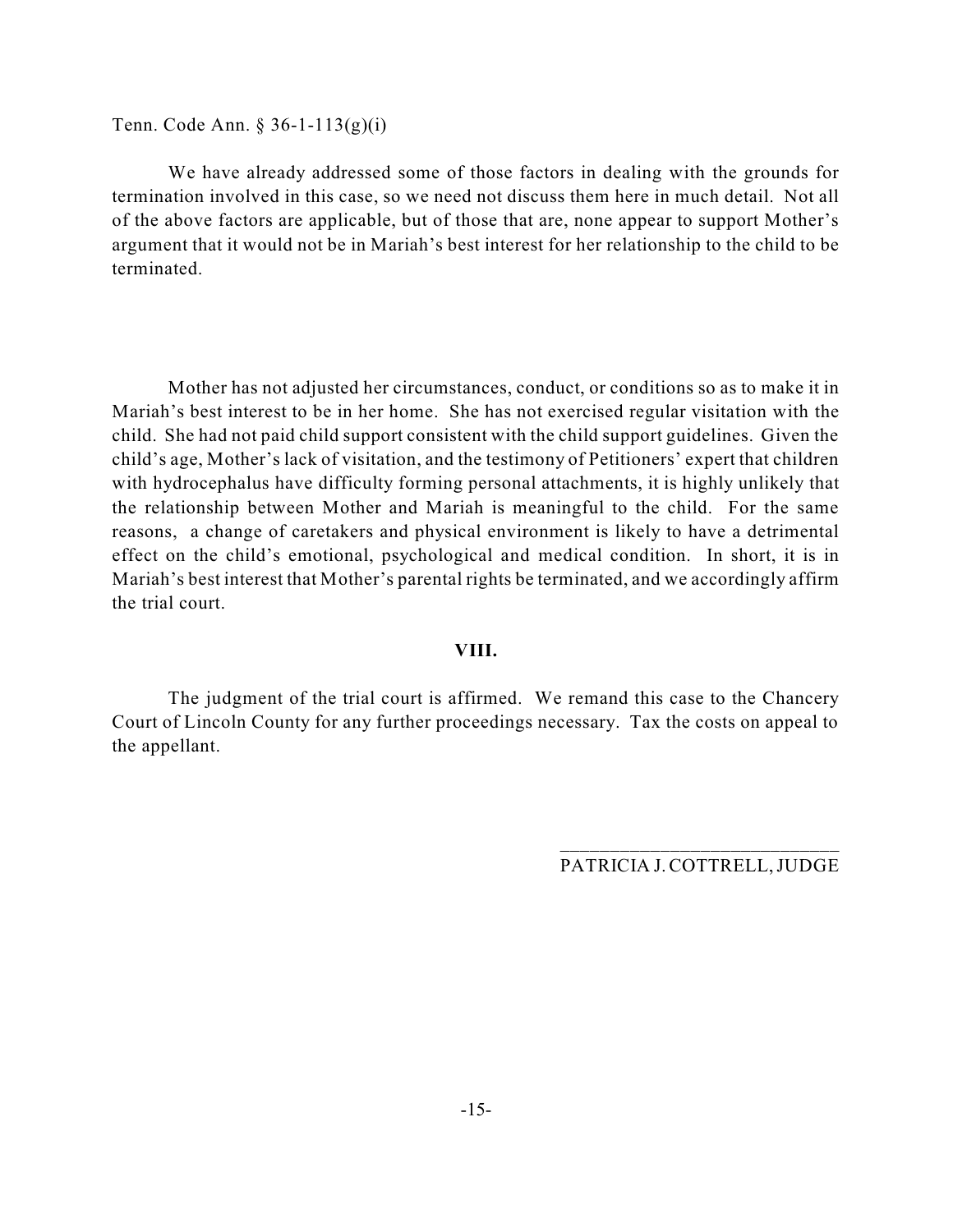Tenn. Code Ann. § 36-1-113(g)(i)

We have already addressed some of those factors in dealing with the grounds for termination involved in this case, so we need not discuss them here in much detail. Not all of the above factors are applicable, but of those that are, none appear to support Mother's argument that it would not be in Mariah's best interest for her relationship to the child to be terminated.

Mother has not adjusted her circumstances, conduct, or conditions so as to make it in Mariah's best interest to be in her home. She has not exercised regular visitation with the child. She had not paid child support consistent with the child support guidelines. Given the child's age, Mother's lack of visitation, and the testimony of Petitioners' expert that children with hydrocephalus have difficulty forming personal attachments, it is highly unlikely that the relationship between Mother and Mariah is meaningful to the child. For the same reasons, a change of caretakers and physical environment is likely to have a detrimental effect on the child's emotional, psychological and medical condition. In short, it is in Mariah's best interest that Mother's parental rights be terminated, and we accordingly affirm the trial court.

## VIII.

The judgment of the trial court is affirmed. We remand this case to the Chancery Court of Lincoln County for any further proceedings necessary. Tax the costs on appeal to the appellant.

\_\_\_\_\_\_\_\_\_\_\_\_\_\_\_\_\_\_\_\_\_\_\_\_\_\_\_\_\_\_

PATRICIA J. COTTRELL, JUDGE